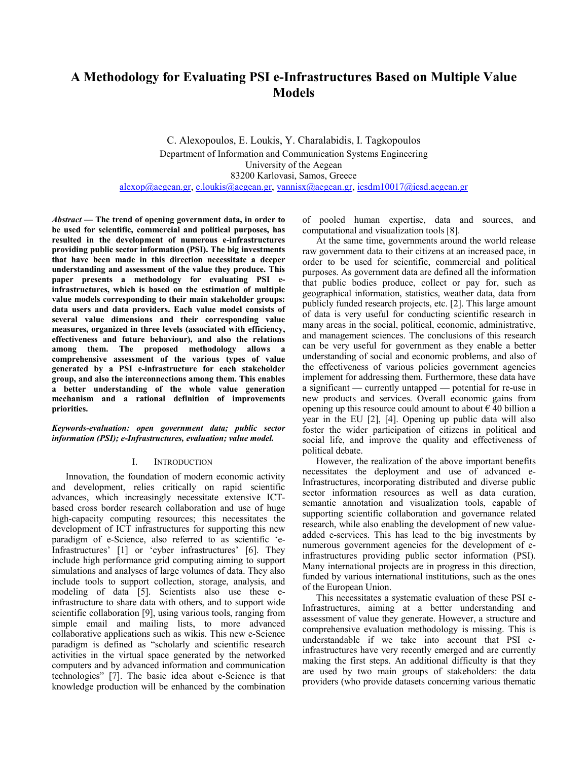# A Methodology for Evaluating PSI e-Infrastructures Based on Multiple Value Models

C. Alexopoulos, E. Loukis, Y. Charalabidis, I. Tagkopoulos

Department of Information and Communication Systems Engineering
University of the Aegean
83200 Karlovasi, Samos, Greece

alexop@aegean.gr, e.loukis@aegean.gr, yannisx@aegean.gr, icsdm10017@icsd.aegean.gr

***Abstract* — The trend of opening government data, in order to be used for scientific, commercial and political purposes, has resulted in the development of numerous e-infrastructures providing public sector information (PSI). The big investments that have been made in this direction necessitate a deeper understanding and assessment of the value they produce. This paper presents a methodology for evaluating PSI e-infrastructures, which is based on the estimation of multiple value models corresponding to their main stakeholder groups: data users and data providers. Each value model consists of several value dimensions and their corresponding value measures, organized in three levels (associated with efficiency, effectiveness and future behaviour), and also the relations among them. The proposed methodology allows a comprehensive assessment of the various types of value generated by a PSI e-infrastructure for each stakeholder group, and also the interconnections among them. This enables a better understanding of the whole value generation mechanism and a rational definition of improvements priorities.**

***Keywords-evaluation: open government data; public sector information (PSI); e-Infrastructures, evaluation; value model.***

## I. Introduction

Innovation, the foundation of modern economic activity and development, relies critically on rapid scientific advances, which increasingly necessitate extensive ICT-based cross border research collaboration and use of huge high-capacity computing resources; this necessitates the development of ICT infrastructures for supporting this new paradigm of e-Science, also referred to as scientific 'e-Infrastructures' [1] or 'cyber infrastructures' [6]. They include high performance grid computing aiming to support simulations and analyses of large volumes of data. They also include tools to support collection, storage, analysis, and modeling of data [5]. Scientists also use these e-infrastructure to share data with others, and to support wide scientific collaboration [9], using various tools, ranging from simple email and mailing lists, to more advanced collaborative applications such as wikis. This new e-Science paradigm is defined as "scholarly and scientific research activities in the virtual space generated by the networked computers and by advanced information and communication technologies" [7]. The basic idea about e-Science is that knowledge production will be enhanced by the combination of pooled human expertise, data and sources, and computational and visualization tools [8].

At the same time, governments around the world release raw government data to their citizens at an increased pace, in order to be used for scientific, commercial and political purposes. As government data are defined all the information that public bodies produce, collect or pay for, such as geographical information, statistics, weather data, data from publicly funded research projects, etc. [2]. This large amount of data is very useful for conducting scientific research in many areas in the social, political, economic, administrative, and management sciences. The conclusions of this research can be very useful for government as they enable a better understanding of social and economic problems, and also of the effectiveness of various policies government agencies implement for addressing them. Furthermore, these data have a significant — currently untapped — potential for re-use in new products and services. Overall economic gains from opening up this resource could amount to about € 40 billion a year in the EU [2], [4]. Opening up public data will also foster the wider participation of citizens in political and social life, and improve the quality and effectiveness of political debate.

However, the realization of the above important benefits necessitates the deployment and use of advanced e-Infrastructures, incorporating distributed and diverse public sector information resources as well as data curation, semantic annotation and visualization tools, capable of supporting scientific collaboration and governance related research, while also enabling the development of new value-added e-services. This has lead to the big investments by numerous government agencies for the development of e-infrastructures providing public sector information (PSI). Many international projects are in progress in this direction, funded by various international institutions, such as the ones of the European Union.

This necessitates a systematic evaluation of these PSI e-Infrastructures, aiming at a better understanding and assessment of value they generate. However, a structure and comprehensive evaluation methodology is missing. This is understandable if we take into account that PSI e-infrastructures have very recently emerged and are currently making the first steps. An additional difficulty is that they are used by two main groups of stakeholders: the data providers (who provide datasets concerning various thematic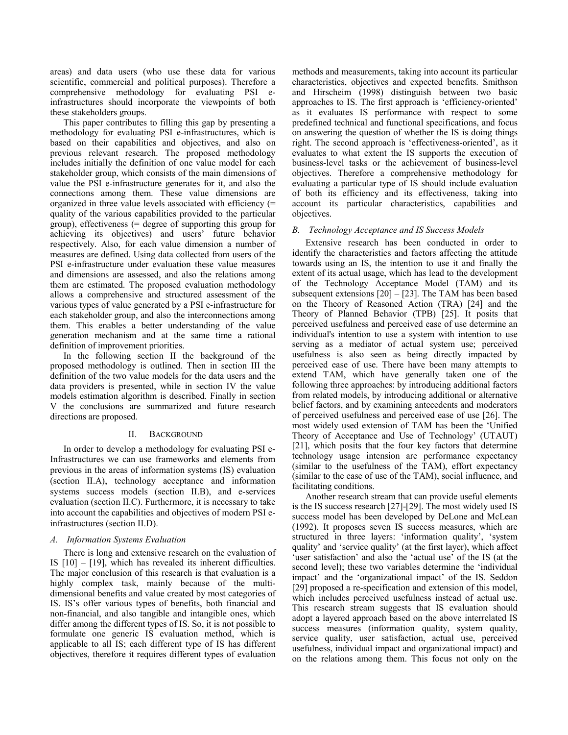areas) and data users (who use these data for various scientific, commercial and political purposes). Therefore a comprehensive methodology for evaluating PSI e-infrastructures should incorporate the viewpoints of both these stakeholders groups.

This paper contributes to filling this gap by presenting a methodology for evaluating PSI e-infrastructures, which is based on their capabilities and objectives, and also on previous relevant research. The proposed methodology includes initially the definition of one value model for each stakeholder group, which consists of the main dimensions of value the PSI e-infrastructure generates for it, and also the connections among them. These value dimensions are organized in three value levels associated with efficiency (= quality of the various capabilities provided to the particular group), effectiveness (= degree of supporting this group for achieving its objectives) and users' future behavior respectively. Also, for each value dimension a number of measures are defined. Using data collected from users of the PSI e-infrastructure under evaluation these value measures and dimensions are assessed, and also the relations among them are estimated. The proposed evaluation methodology allows a comprehensive and structured assessment of the various types of value generated by a PSI e-infrastructure for each stakeholder group, and also the interconnections among them. This enables a better understanding of the value generation mechanism and at the same time a rational definition of improvement priorities.

In the following section II the background of the proposed methodology is outlined. Then in section III the definition of the two value models for the data users and the data providers is presented, while in section IV the value models estimation algorithm is described. Finally in section V the conclusions are summarized and future research directions are proposed.

## II. Background

In order to develop a methodology for evaluating PSI e-Infrastructures we can use frameworks and elements from previous in the areas of information systems (IS) evaluation (section II.A), technology acceptance and information systems success models (section II.B), and e-services evaluation (section II.C). Furthermore, it is necessary to take into account the capabilities and objectives of modern PSI e-infrastructures (section II.D).

### *A. Information Systems Evaluation*

There is long and extensive research on the evaluation of IS [10] – [19], which has revealed its inherent difficulties. The major conclusion of this research is that evaluation is a highly complex task, mainly because of the multi-dimensional benefits and value created by most categories of IS. IS's offer various types of benefits, both financial and non-financial, and also tangible and intangible ones, which differ among the different types of IS. So, it is not possible to formulate one generic IS evaluation method, which is applicable to all IS; each different type of IS has different objectives, therefore it requires different types of evaluation methods and measurements, taking into account its particular characteristics, objectives and expected benefits. Smithson and Hirscheim (1998) distinguish between two basic approaches to IS. The first approach is 'efficiency-oriented' as it evaluates IS performance with respect to some predefined technical and functional specifications, and focus on answering the question of whether the IS is doing things right. The second approach is 'effectiveness-oriented', as it evaluates to what extent the IS supports the execution of business-level tasks or the achievement of business-level objectives. Therefore a comprehensive methodology for evaluating a particular type of IS should include evaluation of both its efficiency and its effectiveness, taking into account its particular characteristics, capabilities and objectives.

### *B. Technology Acceptance and IS Success Models*

Extensive research has been conducted in order to identify the characteristics and factors affecting the attitude towards using an IS, the intention to use it and finally the extent of its actual usage, which has lead to the development of the Technology Acceptance Model (TAM) and its subsequent extensions [20] – [23]. The TAM has been based on the Theory of Reasoned Action (TRA) [24] and the Theory of Planned Behavior (TPB) [25]. It posits that perceived usefulness and perceived ease of use determine an individual's intention to use a system with intention to use serving as a mediator of actual system use; perceived usefulness is also seen as being directly impacted by perceived ease of use. There have been many attempts to extend TAM, which have generally taken one of the following three approaches: by introducing additional factors from related models, by introducing additional or alternative belief factors, and by examining antecedents and moderators of perceived usefulness and perceived ease of use [26]. The most widely used extension of TAM has been the 'Unified Theory of Acceptance and Use of Technology' (UTAUT) [21], which posits that the four key factors that determine technology usage intension are performance expectancy (similar to the usefulness of the TAM), effort expectancy (similar to the ease of use of the TAM), social influence, and facilitating conditions.

Another research stream that can provide useful elements is the IS success research [27]-[29]. The most widely used IS success model has been developed by DeLone and McLean (1992). It proposes seven IS success measures, which are structured in three layers: 'information quality', 'system quality' and 'service quality' (at the first layer), which affect 'user satisfaction' and also the 'actual use' of the IS (at the second level); these two variables determine the 'individual impact' and the 'organizational impact' of the IS. Seddon [29] proposed a re-specification and extension of this model, which includes perceived usefulness instead of actual use. This research stream suggests that IS evaluation should adopt a layered approach based on the above interrelated IS success measures (information quality, system quality, service quality, user satisfaction, actual use, perceived usefulness, individual impact and organizational impact) and on the relations among them. This focus not only on the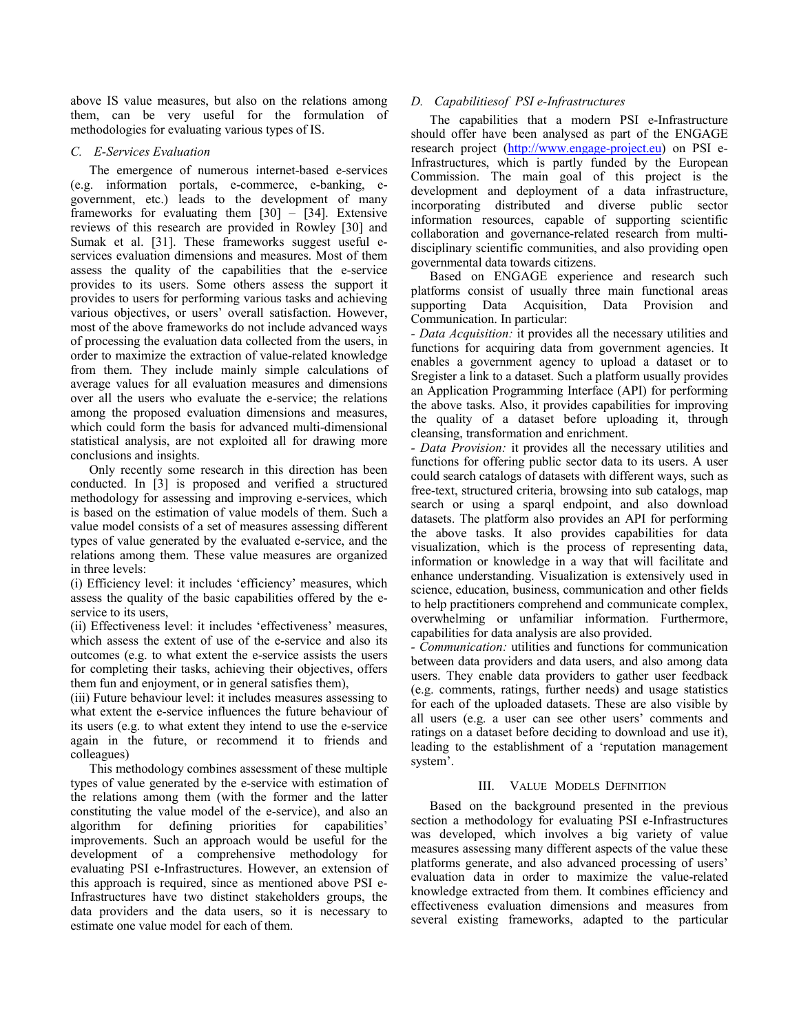above IS value measures, but also on the relations among them, can be very useful for the formulation of methodologies for evaluating various types of IS.

### C. E-Services Evaluation

The emergence of numerous internet-based e-services (e.g. information portals, e-commerce, e-banking, e-government, etc.) leads to the development of many frameworks for evaluating them [30] – [34]. Extensive reviews of this research are provided in Rowley [30] and Sumak et al. [31]. These frameworks suggest useful e-services evaluation dimensions and measures. Most of them assess the quality of the capabilities that the e-service provides to its users. Some others assess the support it provides to users for performing various tasks and achieving various objectives, or users' overall satisfaction. However, most of the above frameworks do not include advanced ways of processing the evaluation data collected from the users, in order to maximize the extraction of value-related knowledge from them. They include mainly simple calculations of average values for all evaluation measures and dimensions over all the users who evaluate the e-service; the relations among the proposed evaluation dimensions and measures, which could form the basis for advanced multi-dimensional statistical analysis, are not exploited all for drawing more conclusions and insights.

Only recently some research in this direction has been conducted. In [3] is proposed and verified a structured methodology for assessing and improving e-services, which is based on the estimation of value models of them. Such a value model consists of a set of measures assessing different types of value generated by the evaluated e-service, and the relations among them. These value measures are organized in three levels:

(i) Efficiency level: it includes 'efficiency' measures, which assess the quality of the basic capabilities offered by the e-service to its users,

(ii) Effectiveness level: it includes 'effectiveness' measures, which assess the extent of use of the e-service and also its outcomes (e.g. to what extent the e-service assists the users for completing their tasks, achieving their objectives, offers them fun and enjoyment, or in general satisfies them),

(iii) Future behaviour level: it includes measures assessing to what extent the e-service influences the future behaviour of its users (e.g. to what extent they intend to use the e-service again in the future, or recommend it to friends and colleagues)

This methodology combines assessment of these multiple types of value generated by the e-service with estimation of the relations among them (with the former and the latter constituting the value model of the e-service), and also an algorithm for defining priorities for capabilities' improvements. Such an approach would be useful for the development of a comprehensive methodology for evaluating PSI e-Infrastructures. However, an extension of this approach is required, since as mentioned above PSI e-Infrastructures have two distinct stakeholders groups, the data providers and the data users, so it is necessary to estimate one value model for each of them.

### D. Capabilitiesof PSI e-Infrastructures

The capabilities that a modern PSI e-Infrastructure should offer have been analysed as part of the ENGAGE research project (http://www.engage-project.eu) on PSI e-Infrastructures, which is partly funded by the European Commission. The main goal of this project is the development and deployment of a data infrastructure, incorporating distributed and diverse public sector information resources, capable of supporting scientific collaboration and governance-related research from multi-disciplinary scientific communities, and also providing open governmental data towards citizens.

Based on ENGAGE experience and research such platforms consist of usually three main functional areas supporting Data Acquisition, Data Provision and Communication. In particular:

- *Data Acquisition:* it provides all the necessary utilities and functions for acquiring data from government agencies. It enables a government agency to upload a dataset or to Sregister a link to a dataset. Such a platform usually provides an Application Programming Interface (API) for performing the above tasks. Also, it provides capabilities for improving the quality of a dataset before uploading it, through cleansing, transformation and enrichment.

- *Data Provision:* it provides all the necessary utilities and functions for offering public sector data to its users. A user could search catalogs of datasets with different ways, such as free-text, structured criteria, browsing into sub catalogs, map search or using a sparql endpoint, and also download datasets. The platform also provides an API for performing the above tasks. It also provides capabilities for data visualization, which is the process of representing data, information or knowledge in a way that will facilitate and enhance understanding. Visualization is extensively used in science, education, business, communication and other fields to help practitioners comprehend and communicate complex, overwhelming or unfamiliar information. Furthermore, capabilities for data analysis are also provided.

- *Communication:* utilities and functions for communication between data providers and data users, and also among data users. They enable data providers to gather user feedback (e.g. comments, ratings, further needs) and usage statistics for each of the uploaded datasets. These are also visible by all users (e.g. a user can see other users' comments and ratings on a dataset before deciding to download and use it), leading to the establishment of a 'reputation management system'.

## III. Value Models Definition

Based on the background presented in the previous section a methodology for evaluating PSI e-Infrastructures was developed, which involves a big variety of value measures assessing many different aspects of the value these platforms generate, and also advanced processing of users' evaluation data in order to maximize the value-related knowledge extracted from them. It combines efficiency and effectiveness evaluation dimensions and measures from several existing frameworks, adapted to the particular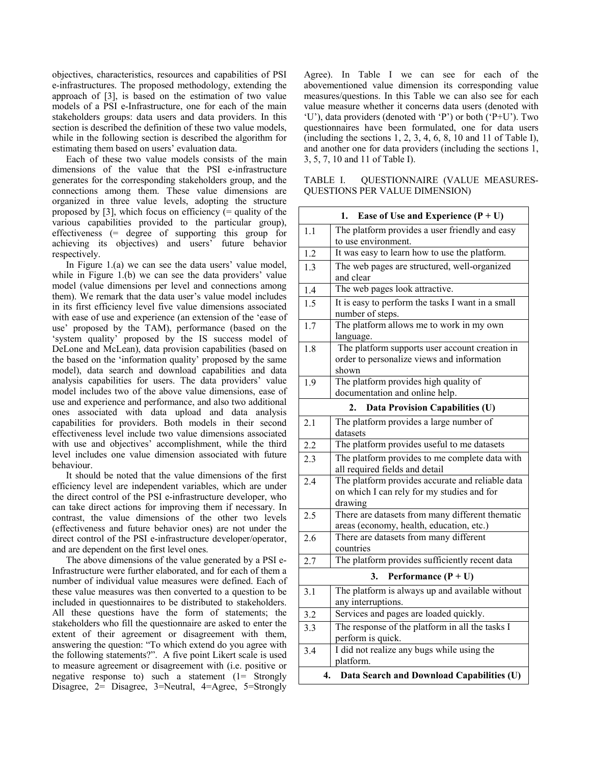objectives, characteristics, resources and capabilities of PSI e-infrastructures. The proposed methodology, extending the approach of [3], is based on the estimation of two value models of a PSI e-Infrastructure, one for each of the main stakeholders groups: data users and data providers. In this section is described the definition of these two value models, while in the following section is described the algorithm for estimating them based on users' evaluation data.

Each of these two value models consists of the main dimensions of the value that the PSI e-infrastructure generates for the corresponding stakeholders group, and the connections among them. These value dimensions are organized in three value levels, adopting the structure proposed by [3], which focus on efficiency (= quality of the various capabilities provided to the particular group), effectiveness (= degree of supporting this group for achieving its objectives) and users' future behavior respectively.

In Figure 1.(a) we can see the data users' value model, while in Figure 1.(b) we can see the data providers' value model (value dimensions per level and connections among them). We remark that the data user's value model includes in its first efficiency level five value dimensions associated with ease of use and experience (an extension of the 'ease of use' proposed by the TAM), performance (based on the 'system quality' proposed by the IS success model of DeLone and McLean), data provision capabilities (based on the based on the 'information quality' proposed by the same model), data search and download capabilities and data analysis capabilities for users. The data providers' value model includes two of the above value dimensions, ease of use and experience and performance, and also two additional ones associated with data upload and data analysis capabilities for providers. Both models in their second effectiveness level include two value dimensions associated with use and objectives' accomplishment, while the third level includes one value dimension associated with future behaviour.

It should be noted that the value dimensions of the first efficiency level are independent variables, which are under the direct control of the PSI e-infrastructure developer, who can take direct actions for improving them if necessary. In contrast, the value dimensions of the other two levels (effectiveness and future behavior ones) are not under the direct control of the PSI e-infrastructure developer/operator, and are dependent on the first level ones.

The above dimensions of the value generated by a PSI e-Infrastructure were further elaborated, and for each of them a number of individual value measures were defined. Each of these value measures was then converted to a question to be included in questionnaires to be distributed to stakeholders. All these questions have the form of statements; the stakeholders who fill the questionnaire are asked to enter the extent of their agreement or disagreement with them, answering the question: "To which extend do you agree with the following statements?". A five point Likert scale is used to measure agreement or disagreement with (i.e. positive or negative response to) such a statement (1= Strongly Disagree, 2= Disagree, 3=Neutral, 4=Agree, 5=Strongly Agree). In Table I we can see for each of the abovementioned value dimension its corresponding value measures/questions. In this Table we can also see for each value measure whether it concerns data users (denoted with 'U'), data providers (denoted with 'P') or both ('P+U'). Two questionnaires have been formulated, one for data users (including the sections 1, 2, 3, 4, 6, 8, 10 and 11 of Table I), and another one for data providers (including the sections 1, 3, 5, 7, 10 and 11 of Table I).

TABLE I. QUESTIONNAIRE (VALUE MEASURES-QUESTIONS PER VALUE DIMENSION)

| | |
|---|---|
| | **1. Ease of Use and Experience (P + U)** |
| 1.1 | The platform provides a user friendly and easy to use environment. |
| 1.2 | It was easy to learn how to use the platform. |
| 1.3 | The web pages are structured, well-organized and clear |
| 1.4 | The web pages look attractive. |
| 1.5 | It is easy to perform the tasks I want in a small number of steps. |
| 1.7 | The platform allows me to work in my own language. |
| 1.8 | The platform supports user account creation in order to personalize views and information shown |
| 1.9 | The platform provides high quality of documentation and online help. |
| | **2. Data Provision Capabilities (U)** |
| 2.1 | The platform provides a large number of datasets |
| 2.2 | The platform provides useful to me datasets |
| 2.3 | The platform provides to me complete data with all required fields and detail |
| 2.4 | The platform provides accurate and reliable data on which I can rely for my studies and for drawing |
| 2.5 | There are datasets from many different thematic areas (economy, health, education, etc.) |
| 2.6 | There are datasets from many different countries |
| 2.7 | The platform provides sufficiently recent data |
| | **3. Performance (P + U)** |
| 3.1 | The platform is always up and available without any interruptions. |
| 3.2 | Services and pages are loaded quickly. |
| 3.3 | The response of the platform in all the tasks I perform is quick. |
| 3.4 | I did not realize any bugs while using the platform. |
| | **4. Data Search and Download Capabilities (U)** |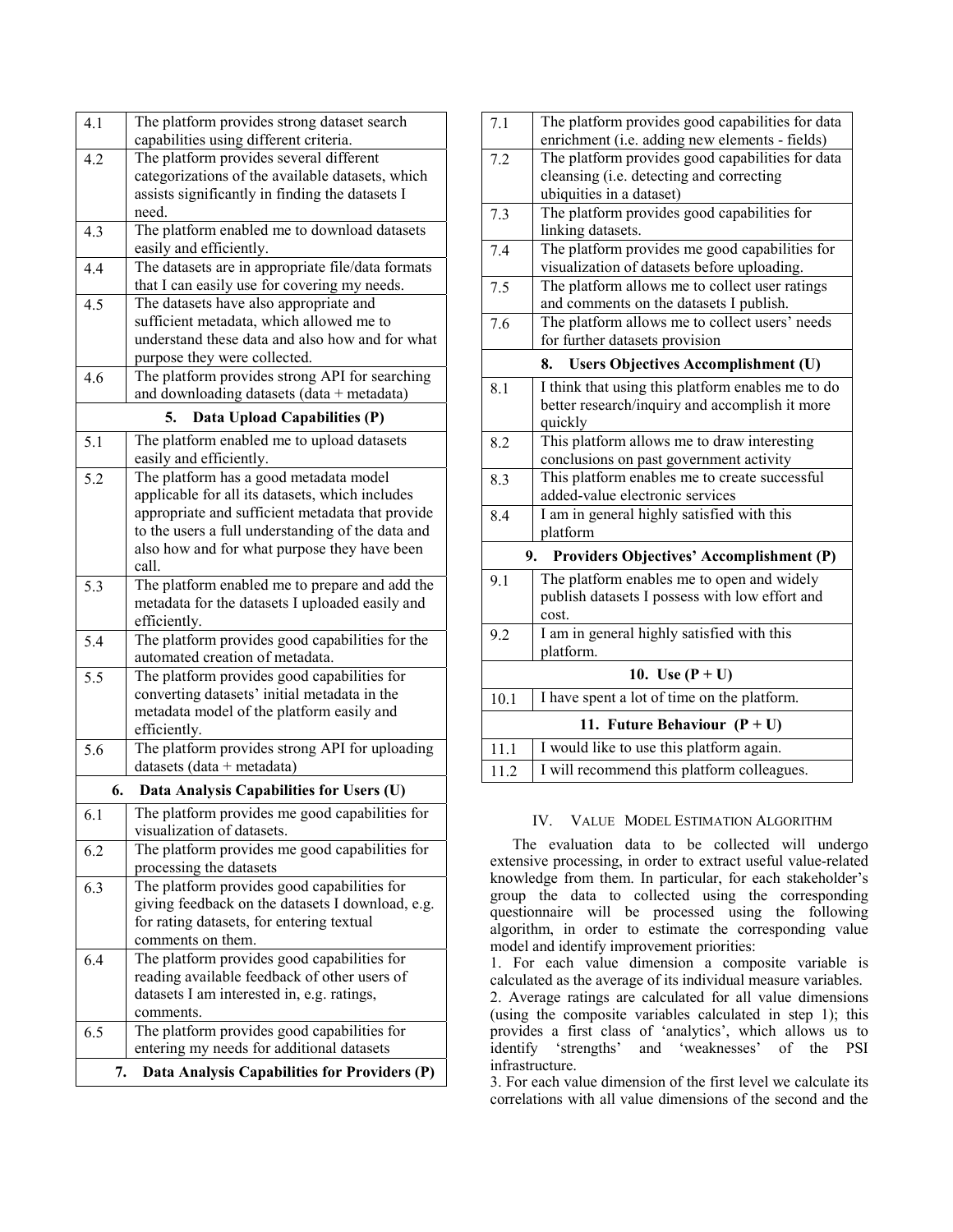| | |
|---|---|
| 4.1 | The platform provides strong dataset search capabilities using different criteria. |
| 4.2 | The platform provides several different categorizations of the available datasets, which assists significantly in finding the datasets I need. |
| 4.3 | The platform enabled me to download datasets easily and efficiently. |
| 4.4 | The datasets are in appropriate file/data formats that I can easily use for covering my needs. |
| 4.5 | The datasets have also appropriate and sufficient metadata, which allowed me to understand these data and also how and for what purpose they were collected. |
| 4.6 | The platform provides strong API for searching and downloading datasets (data + metadata) |
| **5. Data Upload Capabilities (P)** | |
| 5.1 | The platform enabled me to upload datasets easily and efficiently. |
| 5.2 | The platform has a good metadata model applicable for all its datasets, which includes appropriate and sufficient metadata that provide to the users a full understanding of the data and also how and for what purpose they have been call. |
| 5.3 | The platform enabled me to prepare and add the metadata for the datasets I uploaded easily and efficiently. |
| 5.4 | The platform provides good capabilities for the automated creation of metadata. |
| 5.5 | The platform provides good capabilities for converting datasets' initial metadata in the metadata model of the platform easily and efficiently. |
| 5.6 | The platform provides strong API for uploading datasets (data + metadata) |
| **6. Data Analysis Capabilities for Users (U)** | |
| 6.1 | The platform provides me good capabilities for visualization of datasets. |
| 6.2 | The platform provides me good capabilities for processing the datasets |
| 6.3 | The platform provides good capabilities for giving feedback on the datasets I download, e.g. for rating datasets, for entering textual comments on them. |
| 6.4 | The platform provides good capabilities for reading available feedback of other users of datasets I am interested in, e.g. ratings, comments. |
| 6.5 | The platform provides good capabilities for entering my needs for additional datasets |
| **7. Data Analysis Capabilities for Providers (P)** | |
| 7.1 | The platform provides good capabilities for data enrichment (i.e. adding new elements - fields) |
| 7.2 | The platform provides good capabilities for data cleansing (i.e. detecting and correcting ubiquities in a dataset) |
| 7.3 | The platform provides good capabilities for linking datasets. |
| 7.4 | The platform provides me good capabilities for visualization of datasets before uploading. |
| 7.5 | The platform allows me to collect user ratings and comments on the datasets I publish. |
| 7.6 | The platform allows me to collect users' needs for further datasets provision |
| **8. Users Objectives Accomplishment (U)** | |
| 8.1 | I think that using this platform enables me to do better research/inquiry and accomplish it more quickly |
| 8.2 | This platform allows me to draw interesting conclusions on past government activity |
| 8.3 | This platform enables me to create successful added-value electronic services |
| 8.4 | I am in general highly satisfied with this platform |
| **9. Providers Objectives' Accomplishment (P)** | |
| 9.1 | The platform enables me to open and widely publish datasets I possess with low effort and cost. |
| 9.2 | I am in general highly satisfied with this platform. |
| **10. Use (P + U)** | |
| 10.1 | I have spent a lot of time on the platform. |
| **11. Future Behaviour (P + U)** | |
| 11.1 | I would like to use this platform again. |
| 11.2 | I will recommend this platform colleagues. |

## IV. Value Model Estimation Algorithm

The evaluation data to be collected will undergo extensive processing, in order to extract useful value-related knowledge from them. In particular, for each stakeholder's group the data to collected using the corresponding questionnaire will be processed using the following algorithm, in order to estimate the corresponding value model and identify improvement priorities:

1. For each value dimension a composite variable is calculated as the average of its individual measure variables.
2. Average ratings are calculated for all value dimensions (using the composite variables calculated in step 1); this provides a first class of 'analytics', which allows us to identify 'strengths' and 'weaknesses' of the PSI infrastructure.
3. For each value dimension of the first level we calculate its correlations with all value dimensions of the second and the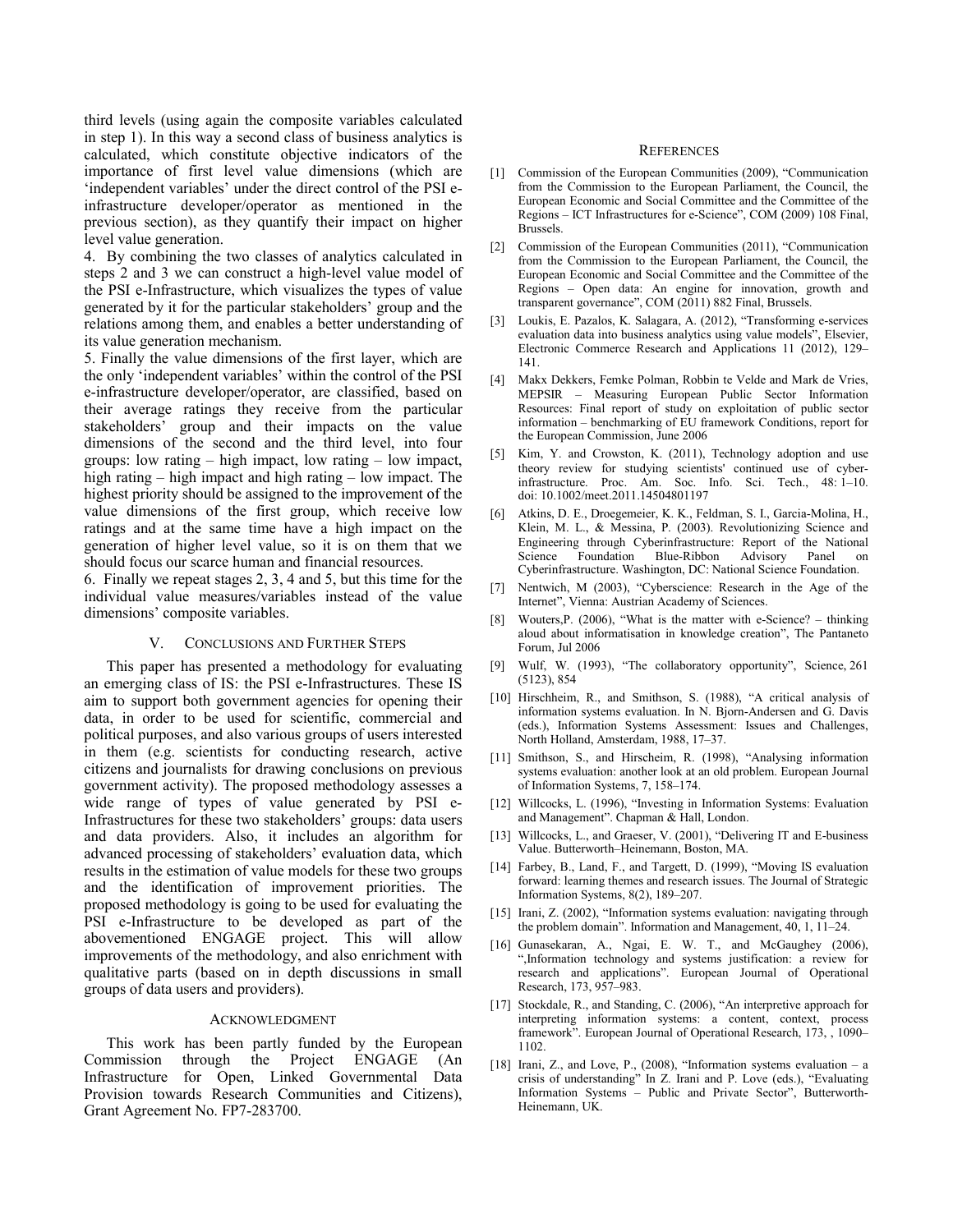third levels (using again the composite variables calculated in step 1). In this way a second class of business analytics is calculated, which constitute objective indicators of the importance of first level value dimensions (which are 'independent variables' under the direct control of the PSI e-infrastructure developer/operator as mentioned in the previous section), as they quantify their impact on higher level value generation.

4. By combining the two classes of analytics calculated in steps 2 and 3 we can construct a high-level value model of the PSI e-Infrastructure, which visualizes the types of value generated by it for the particular stakeholders' group and the relations among them, and enables a better understanding of its value generation mechanism.

5. Finally the value dimensions of the first layer, which are the only 'independent variables' within the control of the PSI e-infrastructure developer/operator, are classified, based on their average ratings they receive from the particular stakeholders' group and their impacts on the value dimensions of the second and the third level, into four groups: low rating – high impact, low rating – low impact, high rating – high impact and high rating – low impact. The highest priority should be assigned to the improvement of the value dimensions of the first group, which receive low ratings and at the same time have a high impact on the generation of higher level value, so it is on them that we should focus our scarce human and financial resources.

6. Finally we repeat stages 2, 3, 4 and 5, but this time for the individual value measures/variables instead of the value dimensions' composite variables.

## V. Conclusions and Further Steps

This paper has presented a methodology for evaluating an emerging class of IS: the PSI e-Infrastructures. These IS aim to support both government agencies for opening their data, in order to be used for scientific, commercial and political purposes, and also various groups of users interested in them (e.g. scientists for conducting research, active citizens and journalists for drawing conclusions on previous government activity). The proposed methodology assesses a wide range of types of value generated by PSI e-Infrastructures for these two stakeholders' groups: data users and data providers. Also, it includes an algorithm for advanced processing of stakeholders' evaluation data, which results in the estimation of value models for these two groups and the identification of improvement priorities. The proposed methodology is going to be used for evaluating the PSI e-Infrastructure to be developed as part of the abovementioned ENGAGE project. This will allow improvements of the methodology, and also enrichment with qualitative parts (based on in depth discussions in small groups of data users and providers).

## Acknowledgment

This work has been partly funded by the European Commission through the Project ENGAGE (An Infrastructure for Open, Linked Governmental Data Provision towards Research Communities and Citizens), Grant Agreement No. FP7-283700.

## References

[1] Commission of the European Communities (2009), "Communication from the Commission to the European Parliament, the Council, the European Economic and Social Committee and the Committee of the Regions – ICT Infrastructures for e-Science", COM (2009) 108 Final, Brussels.

[2] Commission of the European Communities (2011), "Communication from the Commission to the European Parliament, the Council, the European Economic and Social Committee and the Committee of the Regions – Open data: An engine for innovation, growth and transparent governance", COM (2011) 882 Final, Brussels.

[3] Loukis, E. Pazalos, K. Salagara, A. (2012), "Transforming e-services evaluation data into business analytics using value models", Elsevier, Electronic Commerce Research and Applications 11 (2012), 129–141.

[4] Makx Dekkers, Femke Polman, Robbin te Velde and Mark de Vries, MEPSIR – Measuring European Public Sector Information Resources: Final report of study on exploitation of public sector information – benchmarking of EU framework Conditions, report for the European Commission, June 2006

[5] Kim, Y. and Crowston, K. (2011), Technology adoption and use theory review for studying scientists' continued use of cyber-infrastructure. Proc. Am. Soc. Info. Sci. Tech., 48: 1–10. doi: 10.1002/meet.2011.14504801197

[6] Atkins, D. E., Droegemeier, K. K., Feldman, S. I., Garcia-Molina, H., Klein, M. L., & Messina, P. (2003). Revolutionizing Science and Engineering through Cyberinfrastructure: Report of the National Science Foundation Blue-Ribbon Advisory Panel on Cyberinfrastructure. Washington, DC: National Science Foundation.

[7] Nentwich, M (2003), "Cyberscience: Research in the Age of the Internet", Vienna: Austrian Academy of Sciences.

[8] Wouters,P. (2006), "What is the matter with e-Science? – thinking aloud about informatisation in knowledge creation", The Pantaneto Forum, Jul 2006

[9] Wulf, W. (1993), "The collaboratory opportunity", Science, 261 (5123), 854

[10] Hirschheim, R., and Smithson, S. (1988), "A critical analysis of information systems evaluation. In N. Bjorn-Andersen and G. Davis (eds.), Information Systems Assessment: Issues and Challenges, North Holland, Amsterdam, 1988, 17–37.

[11] Smithson, S., and Hirscheim, R. (1998), "Analysing information systems evaluation: another look at an old problem. European Journal of Information Systems, 7, 158–174.

[12] Willcocks, L. (1996), "Investing in Information Systems: Evaluation and Management". Chapman & Hall, London.

[13] Willcocks, L., and Graeser, V. (2001), "Delivering IT and E-business Value. Butterworth–Heinemann, Boston, MA.

[14] Farbey, B., Land, F., and Targett, D. (1999), "Moving IS evaluation forward: learning themes and research issues. The Journal of Strategic Information Systems, 8(2), 189–207.

[15] Irani, Z. (2002), "Information systems evaluation: navigating through the problem domain". Information and Management, 40, 1, 11–24.

[16] Gunasekaran, A., Ngai, E. W. T., and McGaughey (2006), ",Information technology and systems justification: a review for research and applications". European Journal of Operational Research, 173, 957–983.

[17] Stockdale, R., and Standing, C. (2006), "An interpretive approach for interpreting information systems: a content, context, process framework". European Journal of Operational Research, 173, , 1090–1102.

[18] Irani, Z., and Love, P., (2008), "Information systems evaluation – a crisis of understanding" In Z. Irani and P. Love (eds.), "Evaluating Information Systems – Public and Private Sector", Butterworth-Heinemann, UK.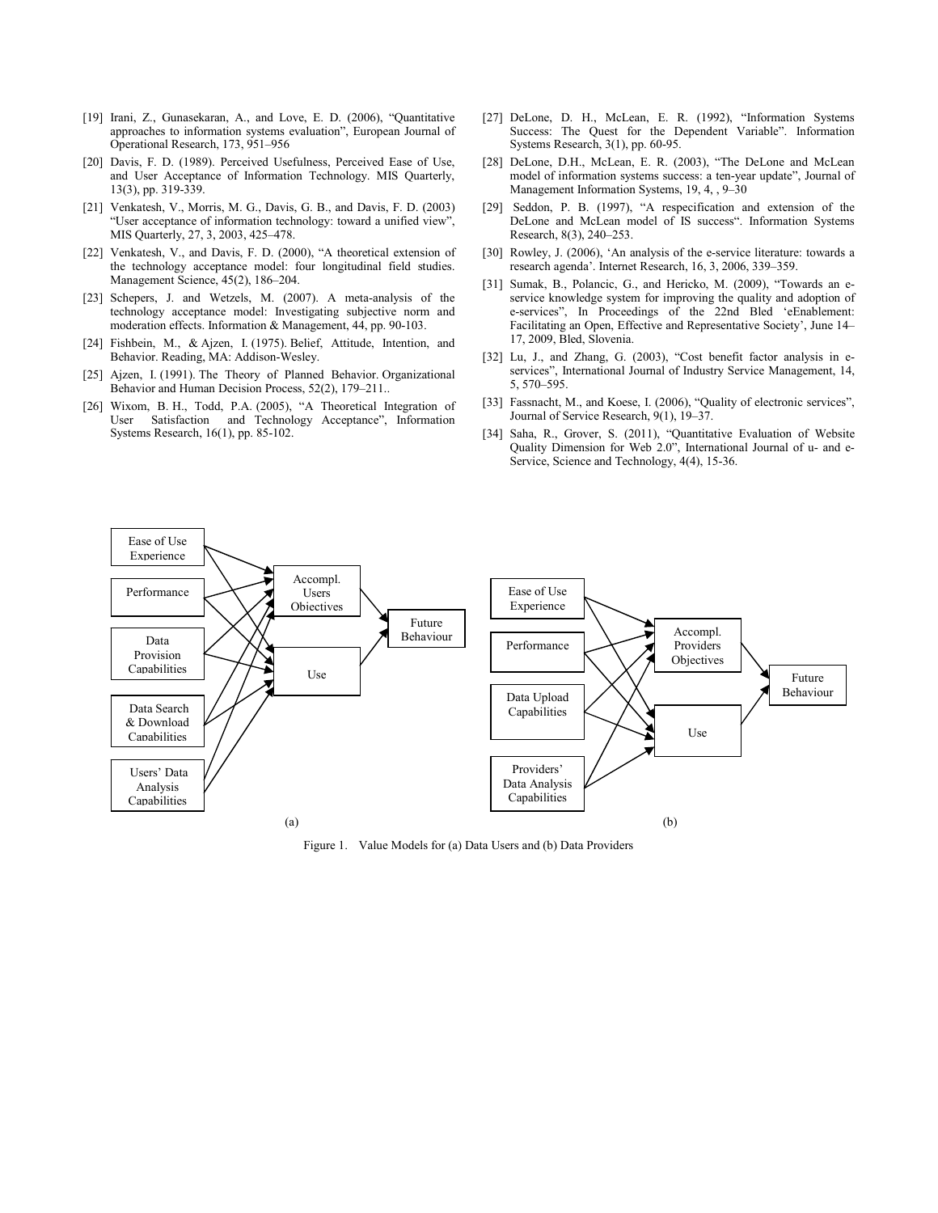[19] Irani, Z., Gunasekaran, A., and Love, E. D. (2006), "Quantitative approaches to information systems evaluation", European Journal of Operational Research, 173, 951–956

[20] Davis, F. D. (1989). Perceived Usefulness, Perceived Ease of Use, and User Acceptance of Information Technology. MIS Quarterly, 13(3), pp. 319-339.

[21] Venkatesh, V., Morris, M. G., Davis, G. B., and Davis, F. D. (2003) "User acceptance of information technology: toward a unified view", MIS Quarterly, 27, 3, 2003, 425–478.

[22] Venkatesh, V., and Davis, F. D. (2000), "A theoretical extension of the technology acceptance model: four longitudinal field studies. Management Science, 45(2), 186–204.

[23] Schepers, J. and Wetzels, M. (2007). A meta-analysis of the technology acceptance model: Investigating subjective norm and moderation effects. Information & Management, 44, pp. 90-103.

[24] Fishbein, M., & Ajzen, I. (1975). Belief, Attitude, Intention, and Behavior. Reading, MA: Addison-Wesley.

[25] Ajzen, I. (1991). The Theory of Planned Behavior. Organizational Behavior and Human Decision Process, 52(2), 179–211..

[26] Wixom, B. H., Todd, P.A. (2005), "A Theoretical Integration of User Satisfaction and Technology Acceptance", Information Systems Research, 16(1), pp. 85-102.

[27] DeLone, D. H., McLean, E. R. (1992), "Information Systems Success: The Quest for the Dependent Variable". Information Systems Research, 3(1), pp. 60-95.

[28] DeLone, D.H., McLean, E. R. (2003), "The DeLone and McLean model of information systems success: a ten-year update", Journal of Management Information Systems, 19, 4, , 9–30

[29] Seddon, P. B. (1997), "A respecification and extension of the DeLone and McLean model of IS success". Information Systems Research, 8(3), 240–253.

[30] Rowley, J. (2006), 'An analysis of the e-service literature: towards a research agenda'. Internet Research, 16, 3, 2006, 339–359.

[31] Sumak, B., Polancic, G., and Hericko, M. (2009), "Towards an e-service knowledge system for improving the quality and adoption of e-services", In Proceedings of the 22nd Bled 'eEnablement: Facilitating an Open, Effective and Representative Society', June 14–17, 2009, Bled, Slovenia.

[32] Lu, J., and Zhang, G. (2003), "Cost benefit factor analysis in e-services", International Journal of Industry Service Management, 14, 5, 570–595.

[33] Fassnacht, M., and Koese, I. (2006), "Quality of electronic services", Journal of Service Research, 9(1), 19–37.

[34] Saha, R., Grover, S. (2011), "Quantitative Evaluation of Website Quality Dimension for Web 2.0", International Journal of u- and e-Service, Science and Technology, 4(4), 15-36.

Ease of Use Experience
Performance
Data Provision Capabilities
Data Search & Download Capabilities
Users' Data Analysis Capabilities
Accompl. Users Objectives
Use
Future Behaviour
(a)

Ease of Use Experience
Performance
Data Upload Capabilities
Providers' Data Analysis Capabilities
Accompl. Providers Objectives
Use
Future Behaviour
(b)

Figure 1. Value Models for (a) Data Users and (b) Data Providers